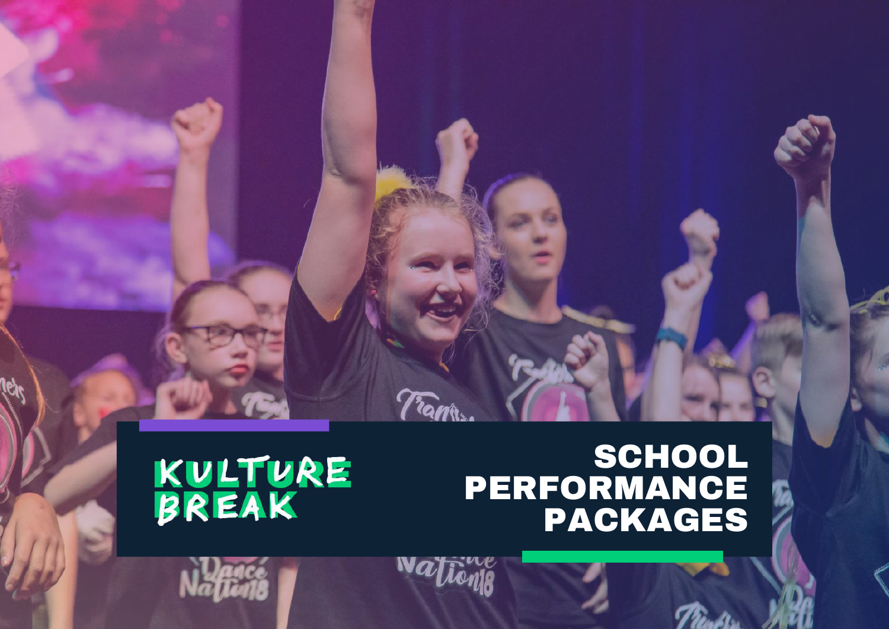KULTURE BREAK

# SCHOOL PERFORMANCE PACKAGES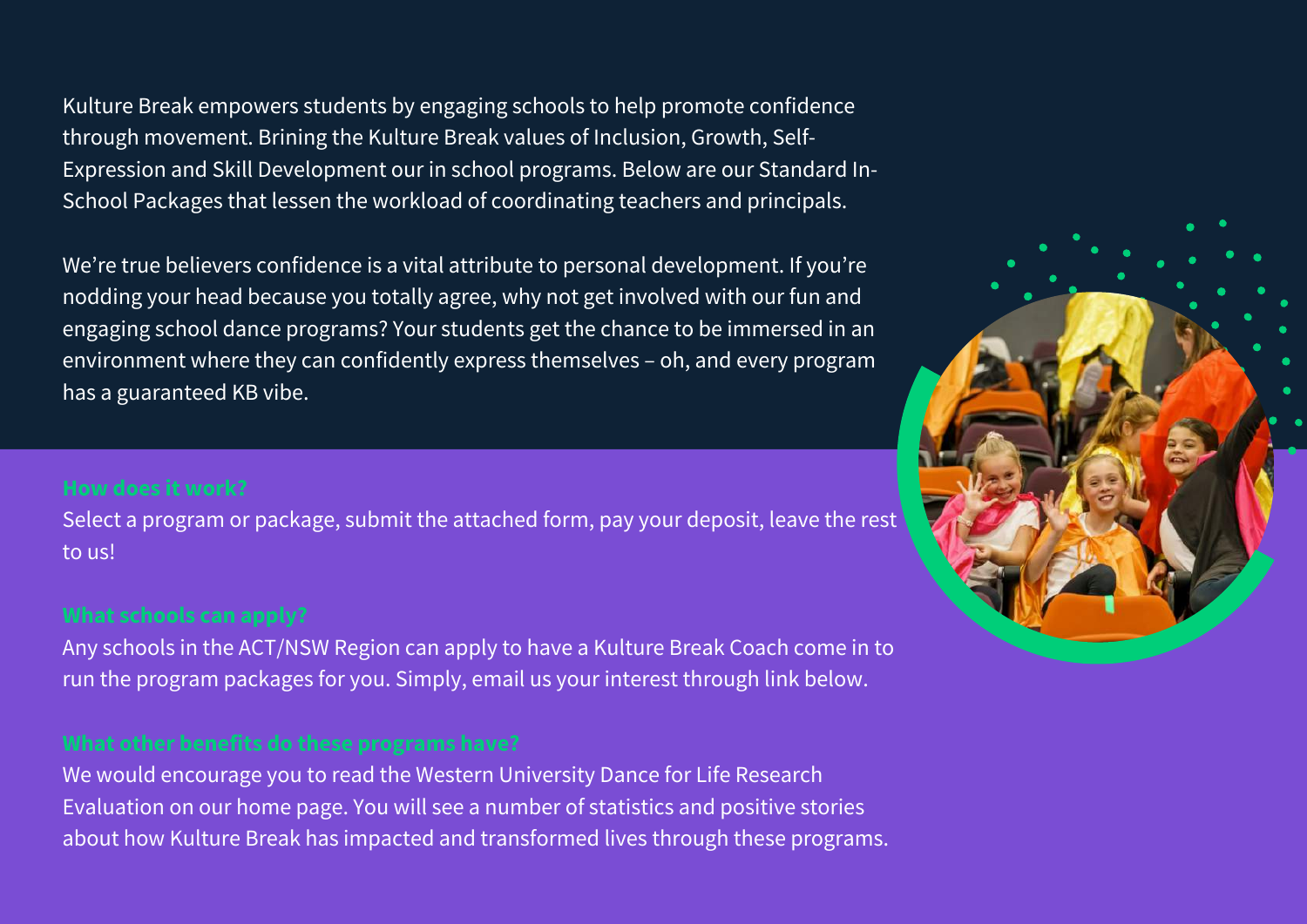Kulture Break empowers students by engaging schools to help promote confidence through movement. Brining the Kulture Break values of Inclusion, Growth, Self-Expression and Skill Development our in school programs. Below are our Standard In-School Packages that lessen the workload of coordinating teachers and principals.

We're true believers confidence is a vital attribute to personal development. If you're nodding your head because you totally agree, why not get involved with our fun and engaging school dance programs? Your students get the chance to be immersed in an environment where they can confidently express themselves – oh, and every program has a guaranteed KB vibe.

### How does it work?

Select a program or package, submit the attached form, pay your deposit, leave the rest to us!

### What schools can apply?

Any schools in the ACT/NSW Region can apply to have a Kulture Break Coach come in to run the program packages for you. Simply, email us your interest through link below.

### What other benefits do these programs have?

We would encourage you to read the Western University Dance for Life Research Evaluation on our home page. You will see a number of statistics and positive stories about how Kulture Break has impacted and transformed lives through these programs.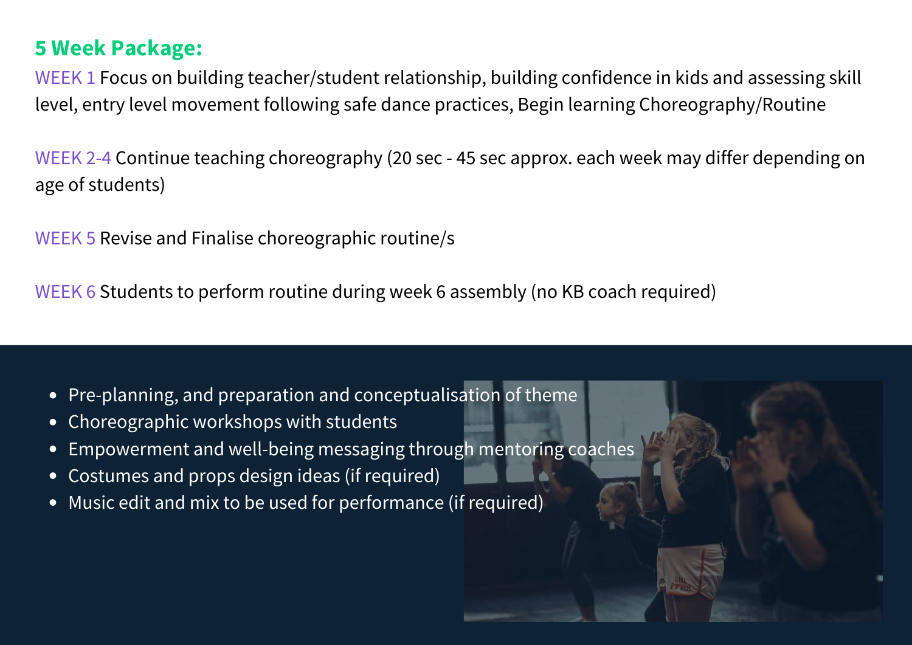## 5 Week Package:

WEEK 1 Focus on building teacher/student relationship, building confidence in kids and assessing skill level, entry level movement following safe dance practices, Begin learning Choreography/Routine

WEEK 2-4 Continue teaching choreography (20 sec - 45 sec approx. each week may differ depending on age of students)

WEEK 5 Revise and Finalise choreographic routine/s

WEEK 6 Students to perform routine during week 6 assembly (no KB coach required)

- Pre-planning, and preparation and conceptualisation of theme
- Choreographic workshops with students
- Empowerment and well-being messaging through mentoring coaches
- Costumes and props design ideas (if required)
- Music edit and mix to be used for performance (if required)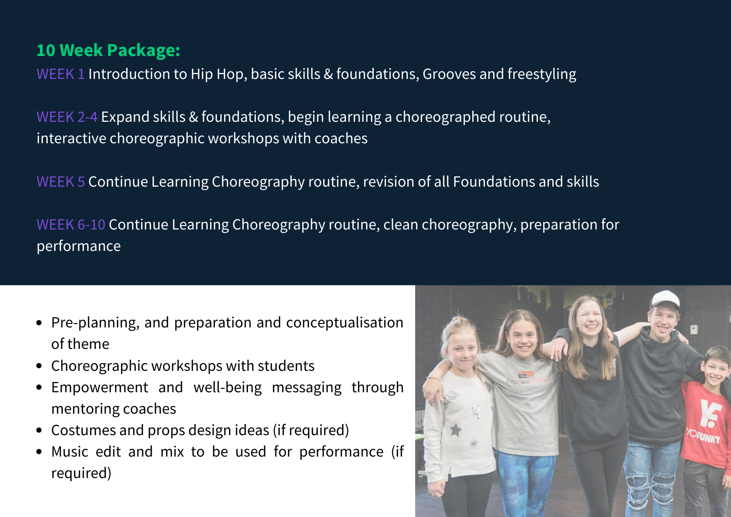## 10 Week Package:

WEEK 1 Introduction to Hip Hop, basic skills & foundations, Grooves and freestyling

WEEK 2-4 Expand skills & foundations, begin learning a choreographed routine, interactive choreographic workshops with coaches

WEEK 5 Continue Learning Choreography routine, revision of all Foundations and skills

WEEK 6-10 Continue Learning Choreography routine, clean choreography, preparation for performance

- Pre-planning, and preparation and conceptualisation of theme
- Choreographic workshops with students
- Empowerment and well-being messaging through mentoring coaches
- Costumes and props design ideas (if required)
- Music edit and mix to be used for performance (if required)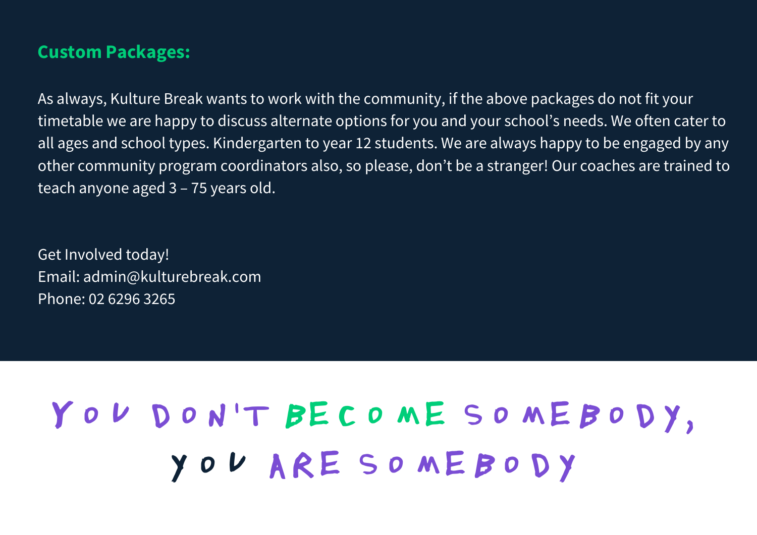## Custom Packages:

As always, Kulture Break wants to work with the community, if the above packages do not fit your timetable we are happy to discuss alternate options for you and your school's needs. We often cater to all ages and school types. Kindergarten to year 12 students. We are always happy to be engaged by any other community program coordinators also, so please, don't be a stranger! Our coaches are trained to teach anyone aged 3 – 75 years old.

Get Involved today!
Email: admin@kulturebreak.com
Phone: 02 6296 3265

YOU DON'T BECOME SOMEBODY,
YOU ARE SOMEBODY